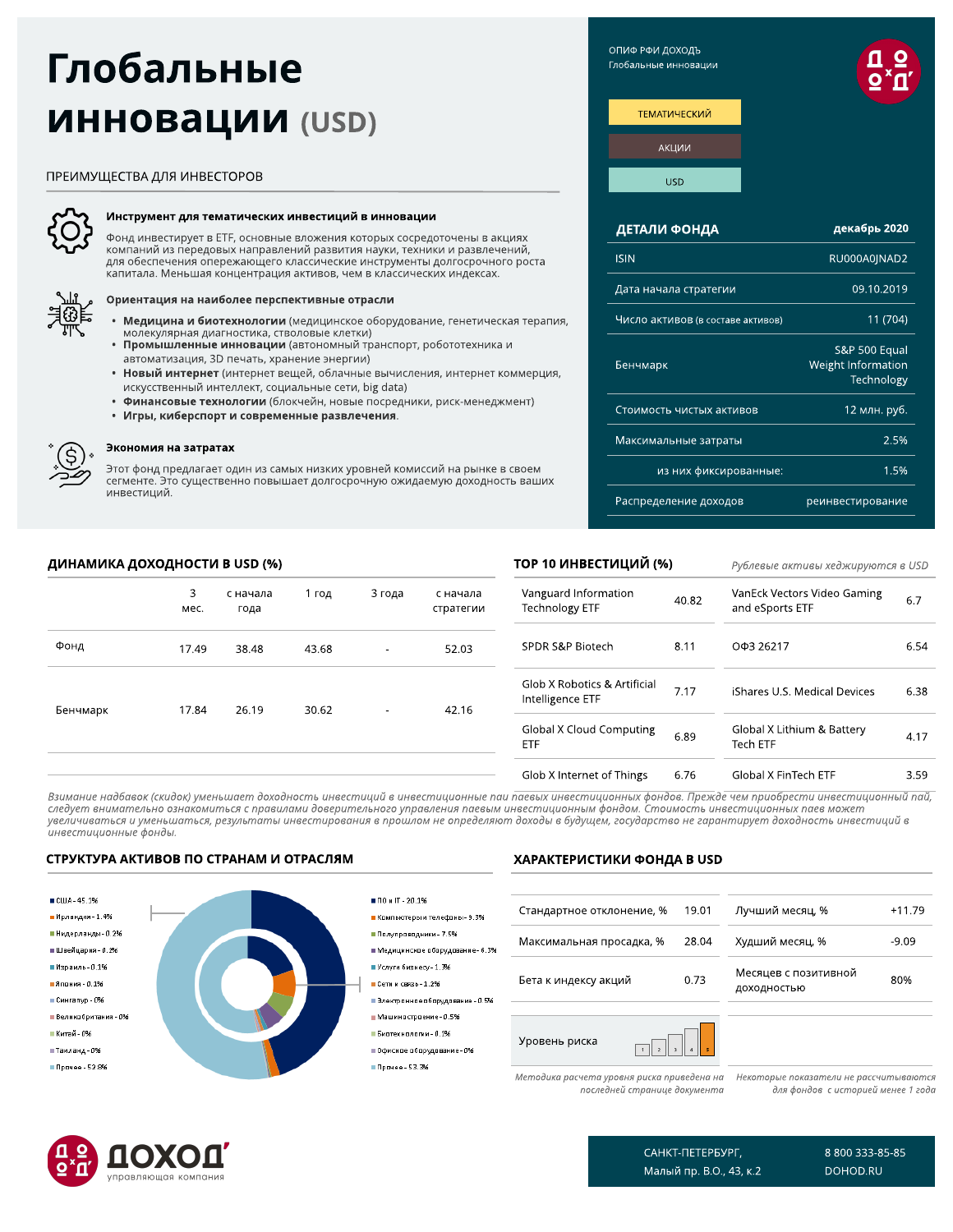# Глобальные инновации (USD)

ОПИФ РФИ ДОХОДЪ
Глобальные инновации

ТЕМАТИЧЕСКИЙ

АКЦИИ

USD

## ПРЕИМУЩЕСТВА ДЛЯ ИНВЕСТОРОВ

**Инструмент для тематических инвестиций в инновации**

Фонд инвестирует в ETF, основные вложения которых сосредоточены в акциях компаний из передовых направлений развития науки, техники и развлечений, для обеспечения опережающего классические инструменты долгосрочного роста капитала. Меньшая концентрация активов, чем в классических индексах.

**Ориентация на наиболее перспективные отрасли**

- **Медицина и биотехнологии** (медицинское оборудование, генетическая терапия, молекулярная диагностика, стволовые клетки)
- **Промышленные инновации** (автономный транспорт, робототехника и автоматизация, 3D печать, хранение энергии)
- **Новый интернет** (интернет вещей, облачные вычисления, интернет коммерция, искусственный интеллект, социальные сети, big data)
- **Финансовые технологии** (блокчейн, новые посредники, риск-менеджмент)
- **Игры, киберспорт и современные развлечения**.

**Экономия на затратах**

Этот фонд предлагает один из самых низких уровней комиссий на рынке в своем сегменте. Это существенно повышает долгосрочную ожидаемую доходность ваших инвестиций.

## ДЕТАЛИ ФОНДА — декабрь 2020

| | |
|---|---|
| ISIN | RU000A0JNAD2 |
| Дата начала стратегии | 09.10.2019 |
| Число активов (в составе активов) | 11 (704) |
| Бенчмарк | S&P 500 Equal Weight Information Technology |
| Стоимость чистых активов | 12 млн. руб. |
| Максимальные затраты | 2.5% |
| из них фиксированные: | 1.5% |
| Распределение доходов | реинвестирование |

## ДИНАМИКА ДОХОДНОСТИ В USD (%)

| | 3 мес. | с начала года | 1 год | 3 года | с начала стратегии |
|---|---|---|---|---|---|
| Фонд | 17.49 | 38.48 | 43.68 | - | 52.03 |
| Бенчмарк | 17.84 | 26.19 | 30.62 | - | 42.16 |

## TOP 10 ИНВЕСТИЦИЙ (%)

*Рублевые активы хеджируются в USD*

| | | | |
|---|---|---|---|
| Vanguard Information Technology ETF | 40.82 | VanEck Vectors Video Gaming and eSports ETF | 6.7 |
| SPDR S&P Biotech | 8.11 | ОФЗ 26217 | 6.54 |
| Glob X Robotics & Artificial Intelligence ETF | 7.17 | iShares U.S. Medical Devices | 6.38 |
| Global X Cloud Computing ETF | 6.89 | Global X Lithium & Battery Tech ETF | 4.17 |
| Glob X Internet of Things | 6.76 | Global X FinTech ETF | 3.59 |

*Взимание надбавок (скидок) уменьшает доходность инвестиций в инвестиционные паи паевых инвестиционных фондов. Прежде чем приобрести инвестиционный пай, следует внимательно ознакомиться с правилами доверительного управления паевым инвестиционным фондом. Стоимость инвестиционных паев может увеличиваться и уменьшаться, результаты инвестирования в прошлом не определяют доходы в будущем, государство не гарантирует доходность инвестиций в инвестиционные фонды.*

## СТРУКТУРА АКТИВОВ ПО СТРАНАМ И ОТРАСЛЯМ

Страны:
- США - 45.3%
- Ирландия - 1.4%
- Нидерланды - 0.2%
- Швейцария - 0.2%
- Израиль - 0.1%
- Япония - 0.1%
- Сингапур - 0%
- Великобритания - 0%
- Китай - 0%
- Таиланд - 0%
- Прочее - 52.6%

Отрасли:
- ПО и IT - 20.1%
- Компьютеры и телефоны - 9.3%
- Полупроводники - 7.5%
- Медицинское оборудование - 6.3%
- Услуги бизнесу - 1.3%
- Сети и связь - 1.2%
- Электронное оборудование - 0.5%
- Машиностроение - 0.5%
- Биотехнологии - 0.1%
- Офисное оборудование - 0%
- Прочее - 53.3%

## ХАРАКТЕРИСТИКИ ФОНДА В USD

| | | | |
|---|---|---|---|
| Стандартное отклонение, % | 19.01 | Лучший месяц, % | +11.79 |
| Максимальная просадка, % | 28.04 | Худший месяц, % | -9.09 |
| Бета к индексу акций | 0.73 | Месяцев с позитивной доходностью | 80% |
| Уровень риска | 5 (из 5) | | |

*Методика расчета уровня риска приведена на последней странице документа*

*Некоторые показатели не рассчитываются для фондов с историей менее 1 года*

ДОХОДЪ — управляющая компания

САНКТ-ПЕТЕРБУРГ, Малый пр. В.О., 43, к.2

8 800 333-85-85
DOHOD.RU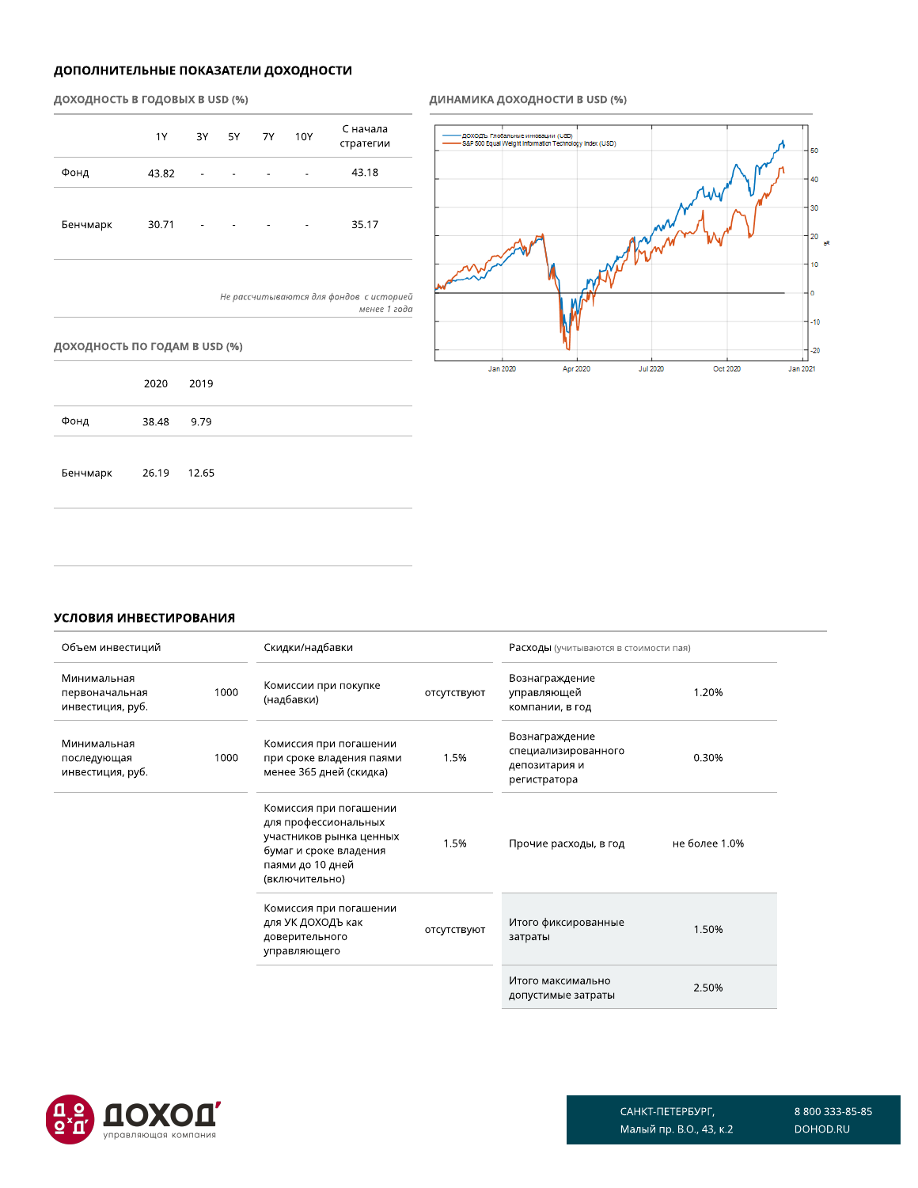## ДОПОЛНИТЕЛЬНЫЕ ПОКАЗАТЕЛИ ДОХОДНОСТИ

### ДОХОДНОСТЬ В ГОДОВЫХ В USD (%)

| | 1Y | 3Y | 5Y | 7Y | 10Y | С начала стратегии |
|---|---|---|---|---|---|---|
| Фонд | 43.82 | - | - | - | - | 43.18 |
| Бенчмарк | 30.71 | - | - | - | - | 35.17 |

*Не рассчитываются для фондов с историей менее 1 года*

### ДОХОДНОСТЬ ПО ГОДАМ В USD (%)

| | 2020 | 2019 |
|---|---|---|
| Фонд | 38.48 | 9.79 |
| Бенчмарк | 26.19 | 12.65 |

### ДИНАМИКА ДОХОДНОСТИ В USD (%)

## УСЛОВИЯ ИНВЕСТИРОВАНИЯ

| Объем инвестиций | |
|---|---|
| Минимальная первоначальная инвестиция, руб. | 1000 |
| Минимальная последующая инвестиция, руб. | 1000 |

| Скидки/надбавки | |
|---|---|
| Комиссии при покупке (надбавки) | отсутствуют |
| Комиссия при погашении при сроке владения паями менее 365 дней (скидка) | 1.5% |
| Комиссия при погашении для профессиональных участников рынка ценных бумаг и сроке владения паями до 10 дней (включительно) | 1.5% |
| Комиссия при погашении для УК ДОХОДЪ как доверительного управляющего | отсутствуют |

| Расходы (учитываются в стоимости пая) | |
|---|---|
| Вознаграждение управляющей компании, в год | 1.20% |
| Вознаграждение специализированного депозитария и регистратора | 0.30% |
| Прочие расходы, в год | не более 1.0% |
| Итого фиксированные затраты | 1.50% |
| Итого максимально допустимые затраты | 2.50% |

САНКТ-ПЕТЕРБУРГ,
Малый пр. В.О., 43, к.2

8 800 333-85-85
DOHOD.RU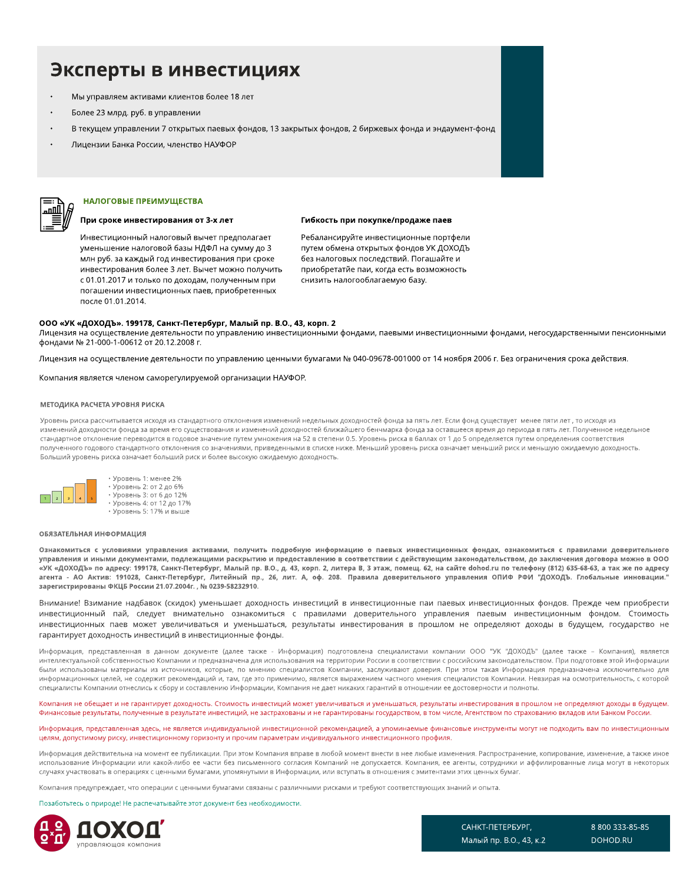# Эксперты в инвестициях

- Мы управляем активами клиентов более 18 лет
- Более 23 млрд. руб. в управлении
- В текущем управлении 7 открытых паевых фондов, 13 закрытых фондов, 2 биржевых фонда и эндаумент-фонд
- Лицензии Банка России, членство НАУФОР

## НАЛОГОВЫЕ ПРЕИМУЩЕСТВА

**При сроке инвестирования от 3-х лет**

Инвестиционный налоговый вычет предполагает уменьшение налоговой базы НДФЛ на сумму до 3 млн руб. за каждый год инвестирования при сроке инвестирования более 3 лет. Вычет можно получить с 01.01.2017 и только по доходам, полученным при погашении инвестиционных паев, приобретенных после 01.01.2014.

**Гибкость при покупке/продаже паев**

Ребалансируйте инвестиционные портфели путем обмена открытых фондов УК ДОХОДЪ без налоговых последствий. Погашайте и приобретатйе паи, когда есть возможность снизить налогооблагаемую базу.

**ООО «УК «ДОХОДЪ». 199178, Санкт-Петербург, Малый пр. В.О., 43, корп. 2**
Лицензия на осуществление деятельности по управлению инвестиционными фондами, паевыми инвестиционными фондами, негосударственными пенсионными фондами № 21-000-1-00612 от 20.12.2008 г.

Лицензия на осуществление деятельности по управлению ценными бумагами № 040-09678-001000 от 14 ноября 2006 г. Без ограничения срока действия.

Компания является членом саморегулируемой организации НАУФОР.

## МЕТОДИКА РАСЧЕТА УРОВНЯ РИСКА

Уровень риска рассчитывается исходя из стандартного отклонения изменений недельных доходностей фонда за пять лет. Если фонд существует менее пяти лет , то исходя из изменений доходности фонда за время его существования и изменений доходностей ближайшего бенчмарка фонда за оставшееся время до периода в пять лет. Полученное недельное стандартное отклонение переводится в годовое значение путем умножения на 52 в степени 0.5. Уровень риска в баллах от 1 до 5 определяется путем определения соответствия полученного годового стандартного отклонения со значениями, приведенными в списке ниже. Меньший уровень риска означает меньший риск и меньшую ожидаемую доходность. Больший уровень риска означает больший риск и более высокую ожидаемую доходность.

1 2 3 4 5

- Уровень 1: менее 2%
- Уровень 2: от 2 до 6%
- Уровень 3: от 6 до 12%
- Уровень 4: от 12 до 17%
- Уровень 5: 17% и выше

## ОБЯЗАТЕЛЬНАЯ ИНФОРМАЦИЯ

**Ознакомиться с условиями управления активами, получить подробную информацию о паевых инвестиционных фондах, ознакомиться с правилами доверительного управления и иными документами, подлежащими раскрытию и предоставлению в соответствии с действующим законодательством, до заключения договора можно в ООО «УК «ДОХОДЪ» по адресу: 199178, Санкт-Петербург, Малый пр. В.О., д. 43, корп. 2, литера В, 3 этаж, помещ. 62, на сайте dohod.ru по телефону (812) 635-68-63, а так же по адресу агента - АО Актив: 191028, Санкт-Петербург, Литейный пр., 26, лит. А, оф. 208. Правила доверительного управления ОПИФ РФИ "ДОХОДЪ. Глобальные инновации." зарегистрированы ФКЦБ России 21.07.2004г. , № 0239-58232910.**

Внимание! Взимание надбавок (скидок) уменьшает доходность инвестиций в инвестиционные паи паевых инвестиционных фондов. Прежде чем приобрести инвестиционный пай, следует внимательно ознакомиться с правилами доверительного управления паевым инвестиционным фондом. Стоимость инвестиционных паев может увеличиваться и уменьшаться, результаты инвестирования в прошлом не определяют доходы в будущем, государство не гарантирует доходность инвестиций в инвестиционные фонды.

Информация, представленная в данном документе (далее также - Информация) подготовлена специалистами компании ООО "УК "ДОХОДЪ" (далее также – Компания), является интеллектуальной собственностью Компании и предназначена для использования на территории России в соответствии с российским законодательством. При подготовке этой Информации были использованы материалы из источников, которые, по мнению специалистов Компании, заслуживают доверия. При этом такая Информация предназначена исключительно для информационных целей, не содержит рекомендаций и, там, где это применимо, является выражением частного мнения специалистов Компании. Невзирая на осмотрительность, с которой специалисты Компании отнеслись к сбору и составлению Информации, Компания не дает никаких гарантий в отношении ее достоверности и полноты.

Компания не обещает и не гарантирует доходность. Стоимость инвестиций может увеличиваться и уменьшаться, результаты инвестирования в прошлом не определяют доходы в будущем. Финансовые результаты, полученные в результате инвестиций, не застрахованы и не гарантированы государством, в том числе, Агентством по страхованию вкладов или Банком России.

Информация, представленная здесь, не является индивидуальной инвестиционной рекомендацией, а упоминаемые финансовые инструменты могут не подходить вам по инвестиционным целям, допустимому риску, инвестиционному горизонту и прочим параметрам индивидуального инвестиционного профиля.

Информация действительна на момент ее публикации. При этом Компания вправе в любой момент внести в нее любые изменения. Распространение, копирование, изменение, а также иное использование Информации или какой-либо ее части без письменного согласия Компаний не допускается. Компания, ее агенты, сотрудники и аффилированные лица могут в некоторых случаях участвовать в операциях с ценными бумагами, упомянутыми в Информации, или вступать в отношения с эмитентами этих ценных бумаг.

Компания предупреждает, что операции с ценными бумагами связаны с различными рисками и требуют соответствующих знаний и опыта.

Позаботьтесь о природе! Не распечатывайте этот документ без необходимости.

ДОХОДЪ
управляющая компания

САНКТ-ПЕТЕРБУРГ,
Малый пр. В.О., 43, к.2

8 800 333-85-85
DOHOD.RU